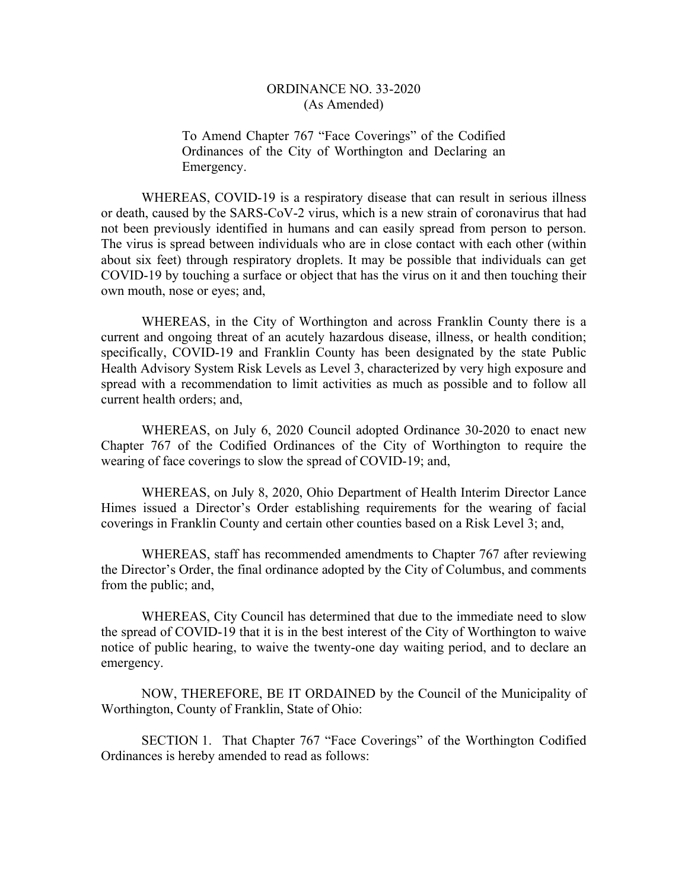# ORDINANCE NO. 33-2020
(As Amended)

To Amend Chapter 767 "Face Coverings" of the Codified Ordinances of the City of Worthington and Declaring an Emergency.

WHEREAS, COVID-19 is a respiratory disease that can result in serious illness or death, caused by the SARS-CoV-2 virus, which is a new strain of coronavirus that had not been previously identified in humans and can easily spread from person to person. The virus is spread between individuals who are in close contact with each other (within about six feet) through respiratory droplets. It may be possible that individuals can get COVID-19 by touching a surface or object that has the virus on it and then touching their own mouth, nose or eyes; and,

WHEREAS, in the City of Worthington and across Franklin County there is a current and ongoing threat of an acutely hazardous disease, illness, or health condition; specifically, COVID-19 and Franklin County has been designated by the state Public Health Advisory System Risk Levels as Level 3, characterized by very high exposure and spread with a recommendation to limit activities as much as possible and to follow all current health orders; and,

WHEREAS, on July 6, 2020 Council adopted Ordinance 30-2020 to enact new Chapter 767 of the Codified Ordinances of the City of Worthington to require the wearing of face coverings to slow the spread of COVID-19; and,

WHEREAS, on July 8, 2020, Ohio Department of Health Interim Director Lance Himes issued a Director's Order establishing requirements for the wearing of facial coverings in Franklin County and certain other counties based on a Risk Level 3; and,

WHEREAS, staff has recommended amendments to Chapter 767 after reviewing the Director's Order, the final ordinance adopted by the City of Columbus, and comments from the public; and,

WHEREAS, City Council has determined that due to the immediate need to slow the spread of COVID-19 that it is in the best interest of the City of Worthington to waive notice of public hearing, to waive the twenty-one day waiting period, and to declare an emergency.

NOW, THEREFORE, BE IT ORDAINED by the Council of the Municipality of Worthington, County of Franklin, State of Ohio:

SECTION 1. That Chapter 767 "Face Coverings" of the Worthington Codified Ordinances is hereby amended to read as follows: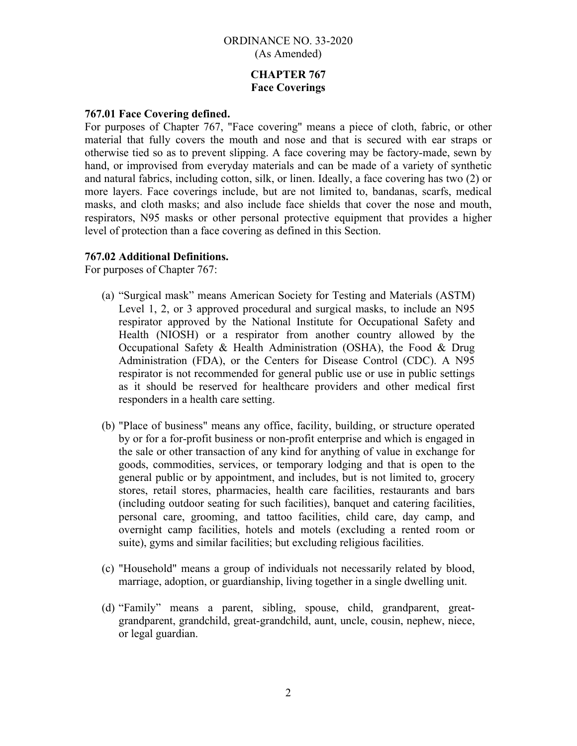ORDINANCE NO. 33-2020
(As Amended)

## CHAPTER 767
## Face Coverings

### 767.01 Face Covering defined.

For purposes of Chapter 767, "Face covering" means a piece of cloth, fabric, or other material that fully covers the mouth and nose and that is secured with ear straps or otherwise tied so as to prevent slipping. A face covering may be factory-made, sewn by hand, or improvised from everyday materials and can be made of a variety of synthetic and natural fabrics, including cotton, silk, or linen. Ideally, a face covering has two (2) or more layers. Face coverings include, but are not limited to, bandanas, scarfs, medical masks, and cloth masks; and also include face shields that cover the nose and mouth, respirators, N95 masks or other personal protective equipment that provides a higher level of protection than a face covering as defined in this Section.

### 767.02 Additional Definitions.

For purposes of Chapter 767:

(a) "Surgical mask" means American Society for Testing and Materials (ASTM) Level 1, 2, or 3 approved procedural and surgical masks, to include an N95 respirator approved by the National Institute for Occupational Safety and Health (NIOSH) or a respirator from another country allowed by the Occupational Safety & Health Administration (OSHA), the Food & Drug Administration (FDA), or the Centers for Disease Control (CDC). A N95 respirator is not recommended for general public use or use in public settings as it should be reserved for healthcare providers and other medical first responders in a health care setting.

(b) "Place of business" means any office, facility, building, or structure operated by or for a for-profit business or non-profit enterprise and which is engaged in the sale or other transaction of any kind for anything of value in exchange for goods, commodities, services, or temporary lodging and that is open to the general public or by appointment, and includes, but is not limited to, grocery stores, retail stores, pharmacies, health care facilities, restaurants and bars (including outdoor seating for such facilities), banquet and catering facilities, personal care, grooming, and tattoo facilities, child care, day camp, and overnight camp facilities, hotels and motels (excluding a rented room or suite), gyms and similar facilities; but excluding religious facilities.

(c) "Household" means a group of individuals not necessarily related by blood, marriage, adoption, or guardianship, living together in a single dwelling unit.

(d) "Family" means a parent, sibling, spouse, child, grandparent, great-grandparent, grandchild, great-grandchild, aunt, uncle, cousin, nephew, niece, or legal guardian.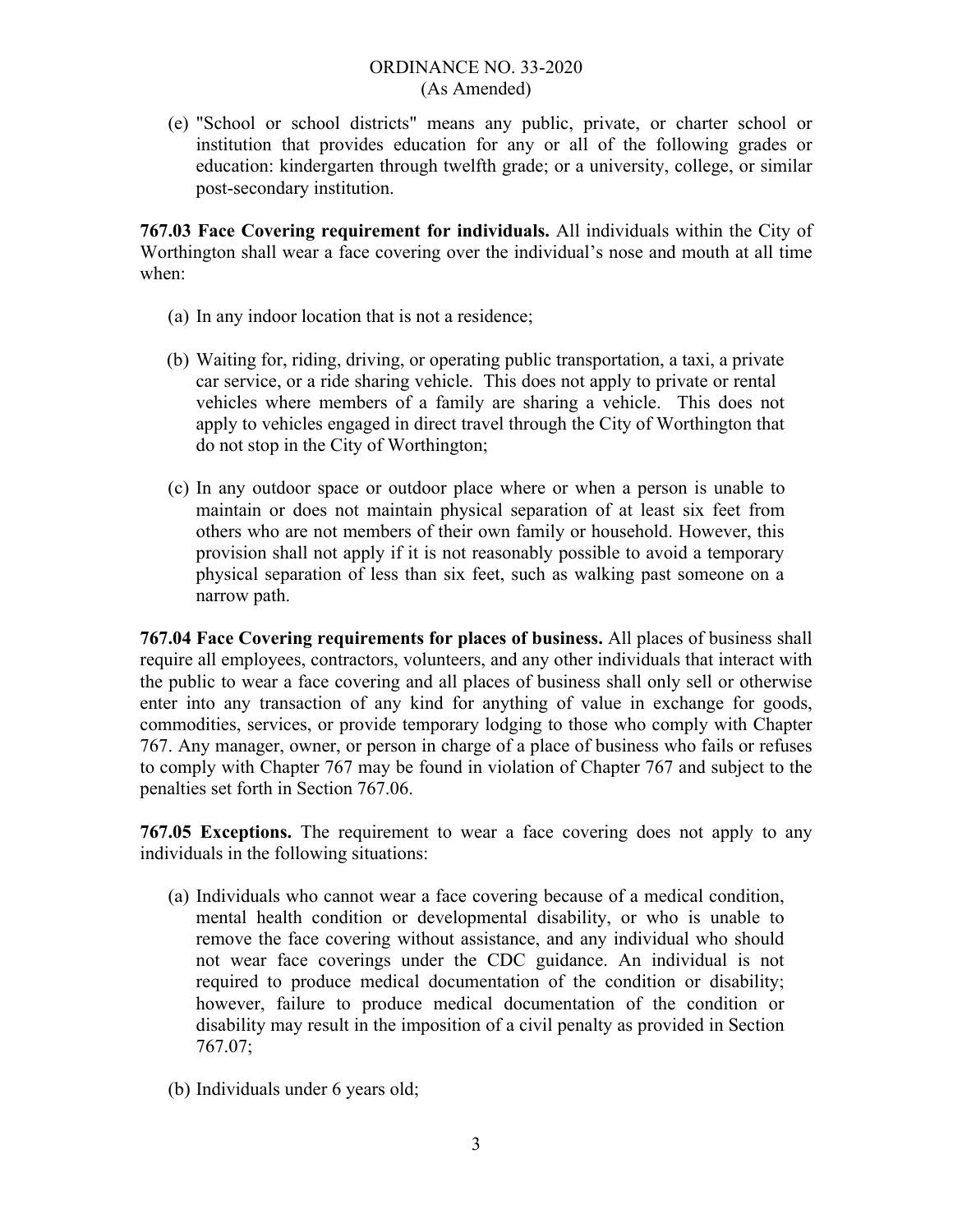(e) "School or school districts" means any public, private, or charter school or institution that provides education for any or all of the following grades or education: kindergarten through twelfth grade; or a university, college, or similar post-secondary institution.

**767.03 Face Covering requirement for individuals.** All individuals within the City of Worthington shall wear a face covering over the individual's nose and mouth at all time when:

(a) In any indoor location that is not a residence;

(b) Waiting for, riding, driving, or operating public transportation, a taxi, a private car service, or a ride sharing vehicle. This does not apply to private or rental vehicles where members of a family are sharing a vehicle. This does not apply to vehicles engaged in direct travel through the City of Worthington that do not stop in the City of Worthington;

(c) In any outdoor space or outdoor place where or when a person is unable to maintain or does not maintain physical separation of at least six feet from others who are not members of their own family or household. However, this provision shall not apply if it is not reasonably possible to avoid a temporary physical separation of less than six feet, such as walking past someone on a narrow path.

**767.04 Face Covering requirements for places of business.** All places of business shall require all employees, contractors, volunteers, and any other individuals that interact with the public to wear a face covering and all places of business shall only sell or otherwise enter into any transaction of any kind for anything of value in exchange for goods, commodities, services, or provide temporary lodging to those who comply with Chapter 767. Any manager, owner, or person in charge of a place of business who fails or refuses to comply with Chapter 767 may be found in violation of Chapter 767 and subject to the penalties set forth in Section 767.06.

**767.05 Exceptions.** The requirement to wear a face covering does not apply to any individuals in the following situations:

(a) Individuals who cannot wear a face covering because of a medical condition, mental health condition or developmental disability, or who is unable to remove the face covering without assistance, and any individual who should not wear face coverings under the CDC guidance. An individual is not required to produce medical documentation of the condition or disability; however, failure to produce medical documentation of the condition or disability may result in the imposition of a civil penalty as provided in Section 767.07;

(b) Individuals under 6 years old;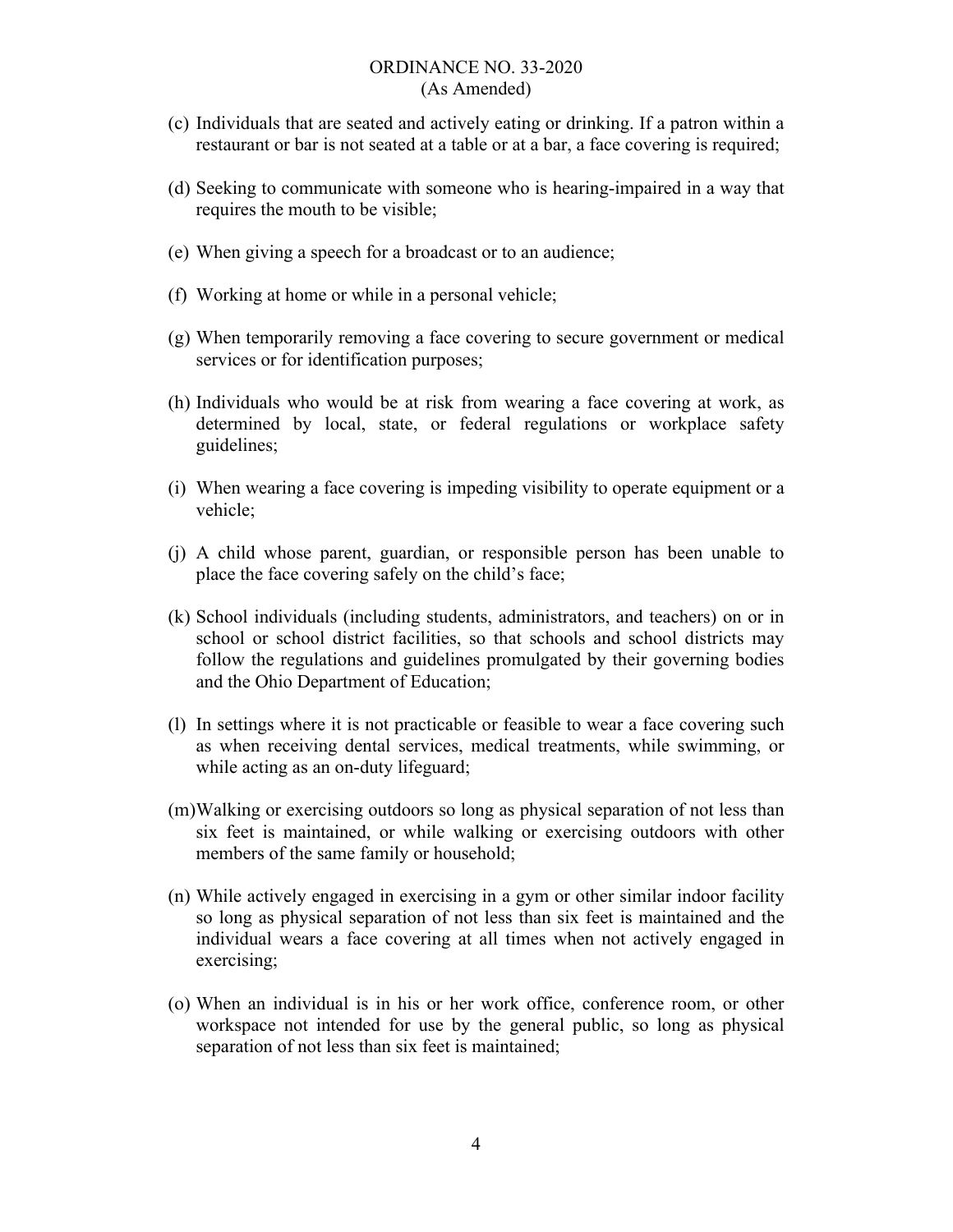(c) Individuals that are seated and actively eating or drinking. If a patron within a restaurant or bar is not seated at a table or at a bar, a face covering is required;

(d) Seeking to communicate with someone who is hearing-impaired in a way that requires the mouth to be visible;

(e) When giving a speech for a broadcast or to an audience;

(f) Working at home or while in a personal vehicle;

(g) When temporarily removing a face covering to secure government or medical services or for identification purposes;

(h) Individuals who would be at risk from wearing a face covering at work, as determined by local, state, or federal regulations or workplace safety guidelines;

(i) When wearing a face covering is impeding visibility to operate equipment or a vehicle;

(j) A child whose parent, guardian, or responsible person has been unable to place the face covering safely on the child's face;

(k) School individuals (including students, administrators, and teachers) on or in school or school district facilities, so that schools and school districts may follow the regulations and guidelines promulgated by their governing bodies and the Ohio Department of Education;

(l) In settings where it is not practicable or feasible to wear a face covering such as when receiving dental services, medical treatments, while swimming, or while acting as an on-duty lifeguard;

(m) Walking or exercising outdoors so long as physical separation of not less than six feet is maintained, or while walking or exercising outdoors with other members of the same family or household;

(n) While actively engaged in exercising in a gym or other similar indoor facility so long as physical separation of not less than six feet is maintained and the individual wears a face covering at all times when not actively engaged in exercising;

(o) When an individual is in his or her work office, conference room, or other workspace not intended for use by the general public, so long as physical separation of not less than six feet is maintained;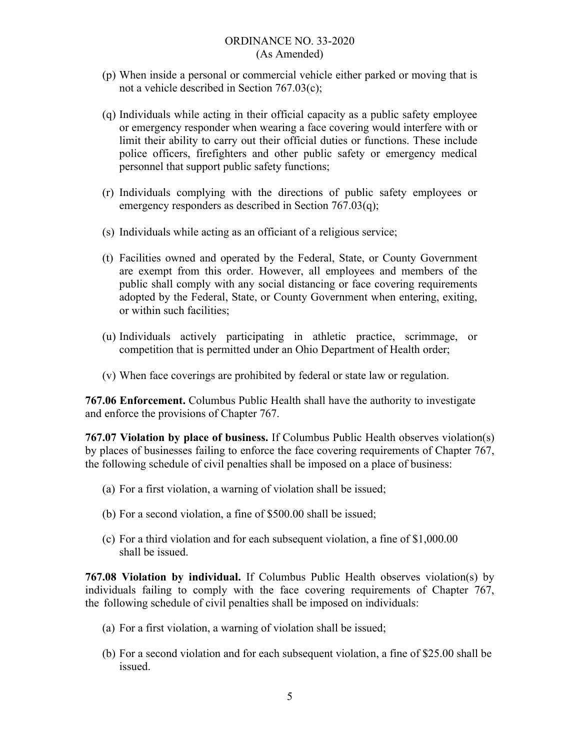(p) When inside a personal or commercial vehicle either parked or moving that is not a vehicle described in Section 767.03(c);

(q) Individuals while acting in their official capacity as a public safety employee or emergency responder when wearing a face covering would interfere with or limit their ability to carry out their official duties or functions. These include police officers, firefighters and other public safety or emergency medical personnel that support public safety functions;

(r) Individuals complying with the directions of public safety employees or emergency responders as described in Section 767.03(q);

(s) Individuals while acting as an officiant of a religious service;

(t) Facilities owned and operated by the Federal, State, or County Government are exempt from this order. However, all employees and members of the public shall comply with any social distancing or face covering requirements adopted by the Federal, State, or County Government when entering, exiting, or within such facilities;

(u) Individuals actively participating in athletic practice, scrimmage, or competition that is permitted under an Ohio Department of Health order;

(v) When face coverings are prohibited by federal or state law or regulation.

**767.06 Enforcement.** Columbus Public Health shall have the authority to investigate and enforce the provisions of Chapter 767.

**767.07 Violation by place of business.** If Columbus Public Health observes violation(s) by places of businesses failing to enforce the face covering requirements of Chapter 767, the following schedule of civil penalties shall be imposed on a place of business:

(a) For a first violation, a warning of violation shall be issued;

(b) For a second violation, a fine of $500.00 shall be issued;

(c) For a third violation and for each subsequent violation, a fine of $1,000.00 shall be issued.

**767.08 Violation by individual.** If Columbus Public Health observes violation(s) by individuals failing to comply with the face covering requirements of Chapter 767, the following schedule of civil penalties shall be imposed on individuals:

(a) For a first violation, a warning of violation shall be issued;

(b) For a second violation and for each subsequent violation, a fine of $25.00 shall be issued.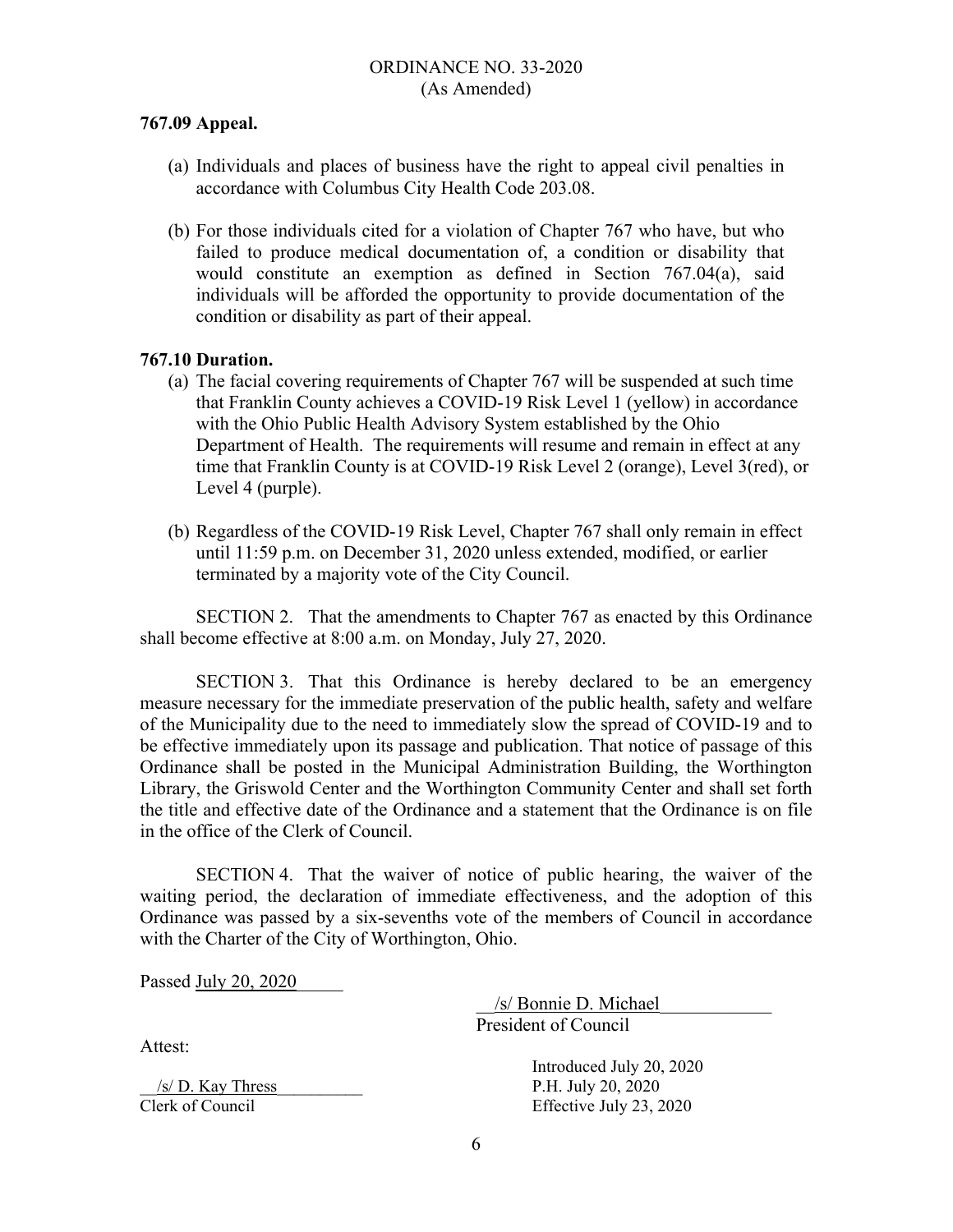ORDINANCE NO. 33-2020
(As Amended)

**767.09 Appeal.**

(a) Individuals and places of business have the right to appeal civil penalties in accordance with Columbus City Health Code 203.08.

(b) For those individuals cited for a violation of Chapter 767 who have, but who failed to produce medical documentation of, a condition or disability that would constitute an exemption as defined in Section 767.04(a), said individuals will be afforded the opportunity to provide documentation of the condition or disability as part of their appeal.

**767.10 Duration.**

(a) The facial covering requirements of Chapter 767 will be suspended at such time that Franklin County achieves a COVID-19 Risk Level 1 (yellow) in accordance with the Ohio Public Health Advisory System established by the Ohio Department of Health. The requirements will resume and remain in effect at any time that Franklin County is at COVID-19 Risk Level 2 (orange), Level 3(red), or Level 4 (purple).

(b) Regardless of the COVID-19 Risk Level, Chapter 767 shall only remain in effect until 11:59 p.m. on December 31, 2020 unless extended, modified, or earlier terminated by a majority vote of the City Council.

SECTION 2. That the amendments to Chapter 767 as enacted by this Ordinance shall become effective at 8:00 a.m. on Monday, July 27, 2020.

SECTION 3. That this Ordinance is hereby declared to be an emergency measure necessary for the immediate preservation of the public health, safety and welfare of the Municipality due to the need to immediately slow the spread of COVID-19 and to be effective immediately upon its passage and publication. That notice of passage of this Ordinance shall be posted in the Municipal Administration Building, the Worthington Library, the Griswold Center and the Worthington Community Center and shall set forth the title and effective date of the Ordinance and a statement that the Ordinance is on file in the office of the Clerk of Council.

SECTION 4. That the waiver of notice of public hearing, the waiver of the waiting period, the declaration of immediate effectiveness, and the adoption of this Ordinance was passed by a six-sevenths vote of the members of Council in accordance with the Charter of the City of Worthington, Ohio.

Passed July 20, 2020

/s/ Bonnie D. Michael
President of Council

Attest:

/s/ D. Kay Thress
Clerk of Council

Introduced July 20, 2020
P.H. July 20, 2020
Effective July 23, 2020